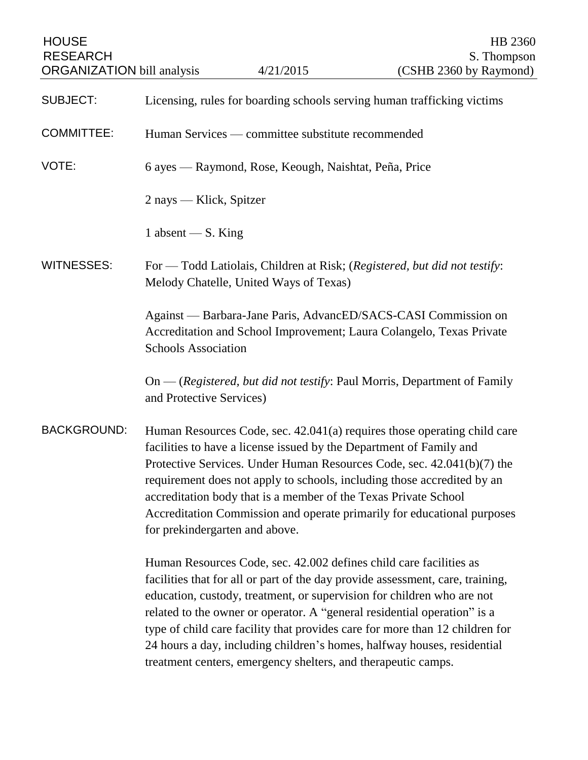HOUSE RESEARCH ORGANIZATION bill analysis | 4/21/2015 | HB 2360 S. Thompson (CSHB 2360 by Raymond)

**SUBJECT:** Licensing, rules for boarding schools serving human trafficking victims

**COMMITTEE:** Human Services — committee substitute recommended

**VOTE:** 6 ayes — Raymond, Rose, Keough, Naishtat, Peña, Price

2 nays — Klick, Spitzer

1 absent — S. King

**WITNESSES:** For — Todd Latiolais, Children at Risk; (*Registered, but did not testify*: Melody Chatelle, United Ways of Texas)

Against — Barbara-Jane Paris, AdvancED/SACS-CASI Commission on Accreditation and School Improvement; Laura Colangelo, Texas Private Schools Association

On — (*Registered, but did not testify*: Paul Morris, Department of Family and Protective Services)

**BACKGROUND:** Human Resources Code, sec. 42.041(a) requires those operating child care facilities to have a license issued by the Department of Family and Protective Services. Under Human Resources Code, sec. 42.041(b)(7) the requirement does not apply to schools, including those accredited by an accreditation body that is a member of the Texas Private School Accreditation Commission and operate primarily for educational purposes for prekindergarten and above.

Human Resources Code, sec. 42.002 defines child care facilities as facilities that for all or part of the day provide assessment, care, training, education, custody, treatment, or supervision for children who are not related to the owner or operator. A "general residential operation" is a type of child care facility that provides care for more than 12 children for 24 hours a day, including children's homes, halfway houses, residential treatment centers, emergency shelters, and therapeutic camps.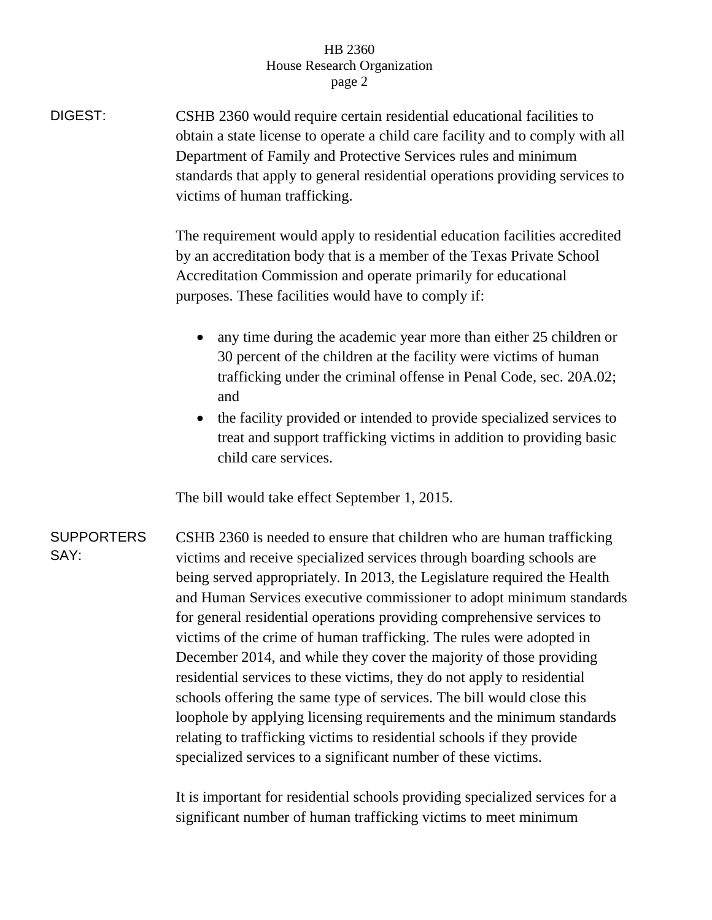**DIGEST:**

CSHB 2360 would require certain residential educational facilities to obtain a state license to operate a child care facility and to comply with all Department of Family and Protective Services rules and minimum standards that apply to general residential operations providing services to victims of human trafficking.

The requirement would apply to residential education facilities accredited by an accreditation body that is a member of the Texas Private School Accreditation Commission and operate primarily for educational purposes. These facilities would have to comply if:

- any time during the academic year more than either 25 children or 30 percent of the children at the facility were victims of human trafficking under the criminal offense in Penal Code, sec. 20A.02; and
- the facility provided or intended to provide specialized services to treat and support trafficking victims in addition to providing basic child care services.

The bill would take effect September 1, 2015.

**SUPPORTERS SAY:**

CSHB 2360 is needed to ensure that children who are human trafficking victims and receive specialized services through boarding schools are being served appropriately. In 2013, the Legislature required the Health and Human Services executive commissioner to adopt minimum standards for general residential operations providing comprehensive services to victims of the crime of human trafficking. The rules were adopted in December 2014, and while they cover the majority of those providing residential services to these victims, they do not apply to residential schools offering the same type of services. The bill would close this loophole by applying licensing requirements and the minimum standards relating to trafficking victims to residential schools if they provide specialized services to a significant number of these victims.

It is important for residential schools providing specialized services for a significant number of human trafficking victims to meet minimum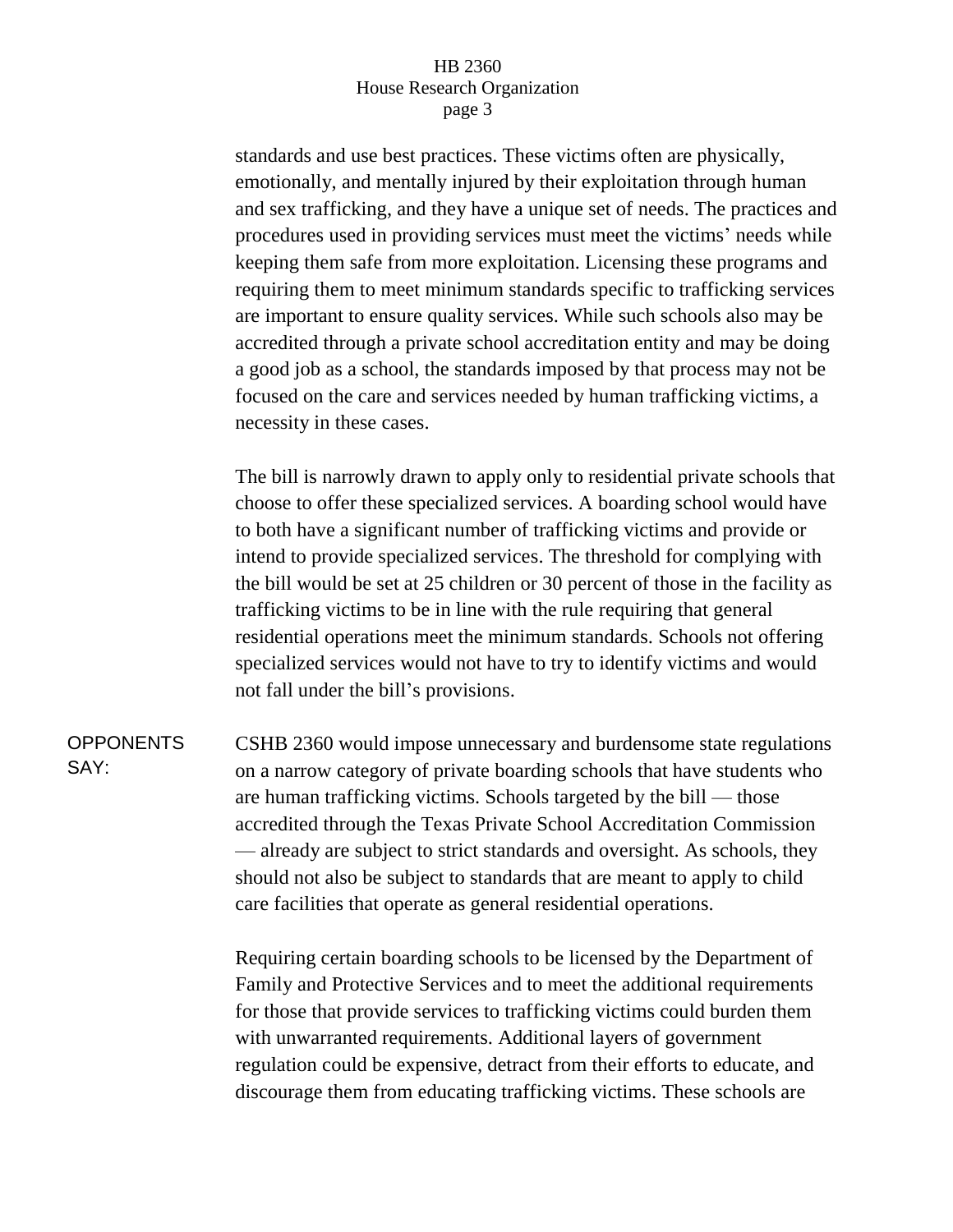standards and use best practices. These victims often are physically, emotionally, and mentally injured by their exploitation through human and sex trafficking, and they have a unique set of needs. The practices and procedures used in providing services must meet the victims' needs while keeping them safe from more exploitation. Licensing these programs and requiring them to meet minimum standards specific to trafficking services are important to ensure quality services. While such schools also may be accredited through a private school accreditation entity and may be doing a good job as a school, the standards imposed by that process may not be focused on the care and services needed by human trafficking victims, a necessity in these cases.

The bill is narrowly drawn to apply only to residential private schools that choose to offer these specialized services. A boarding school would have to both have a significant number of trafficking victims and provide or intend to provide specialized services. The threshold for complying with the bill would be set at 25 children or 30 percent of those in the facility as trafficking victims to be in line with the rule requiring that general residential operations meet the minimum standards. Schools not offering specialized services would not have to try to identify victims and would not fall under the bill's provisions.

**OPPONENTS SAY:** CSHB 2360 would impose unnecessary and burdensome state regulations on a narrow category of private boarding schools that have students who are human trafficking victims. Schools targeted by the bill — those accredited through the Texas Private School Accreditation Commission — already are subject to strict standards and oversight. As schools, they should not also be subject to standards that are meant to apply to child care facilities that operate as general residential operations.

Requiring certain boarding schools to be licensed by the Department of Family and Protective Services and to meet the additional requirements for those that provide services to trafficking victims could burden them with unwarranted requirements. Additional layers of government regulation could be expensive, detract from their efforts to educate, and discourage them from educating trafficking victims. These schools are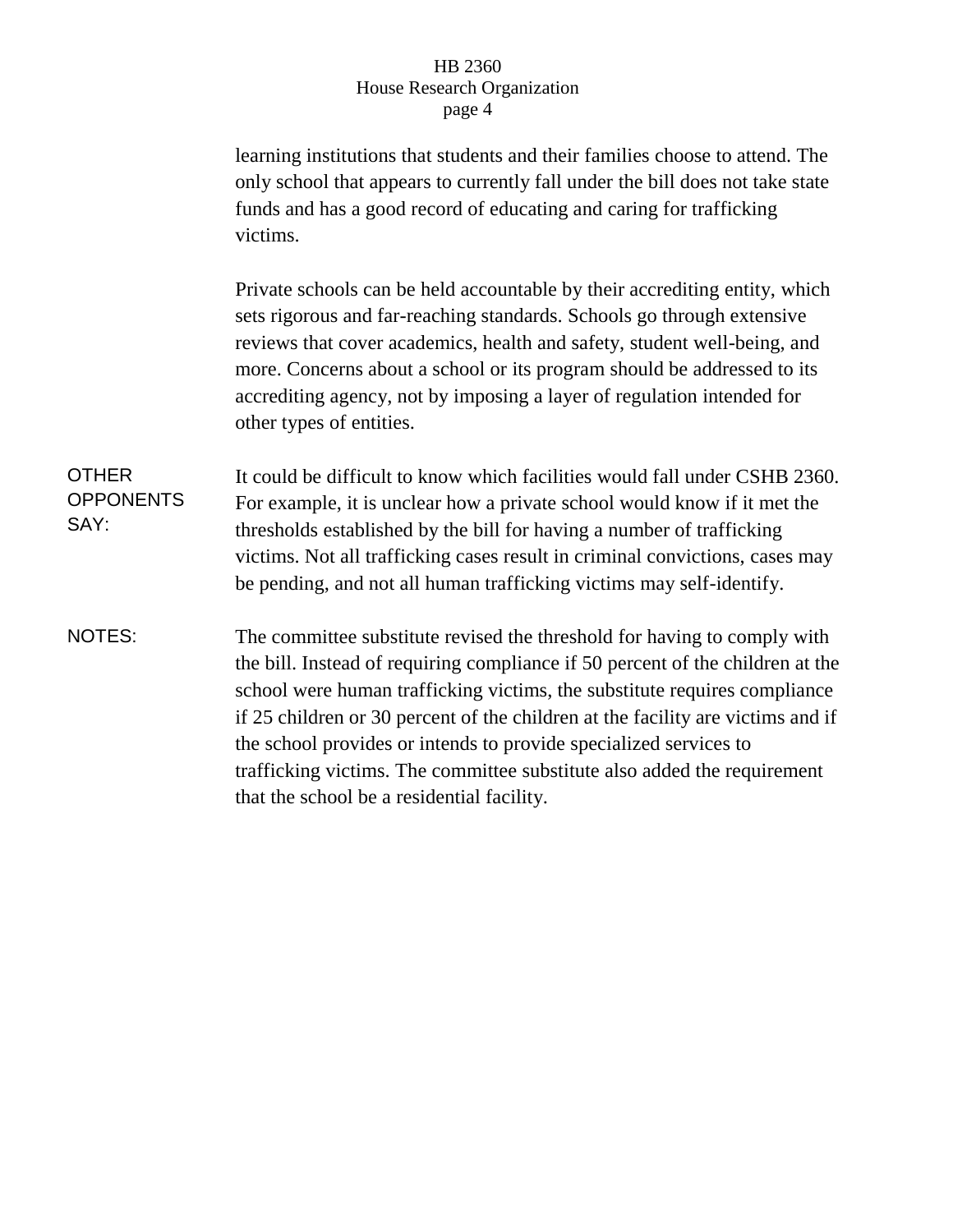learning institutions that students and their families choose to attend. The only school that appears to currently fall under the bill does not take state funds and has a good record of educating and caring for trafficking victims.

Private schools can be held accountable by their accrediting entity, which sets rigorous and far-reaching standards. Schools go through extensive reviews that cover academics, health and safety, student well-being, and more. Concerns about a school or its program should be addressed to its accrediting agency, not by imposing a layer of regulation intended for other types of entities.

**OTHER OPPONENTS SAY:** It could be difficult to know which facilities would fall under CSHB 2360. For example, it is unclear how a private school would know if it met the thresholds established by the bill for having a number of trafficking victims. Not all trafficking cases result in criminal convictions, cases may be pending, and not all human trafficking victims may self-identify.

**NOTES:** The committee substitute revised the threshold for having to comply with the bill. Instead of requiring compliance if 50 percent of the children at the school were human trafficking victims, the substitute requires compliance if 25 children or 30 percent of the children at the facility are victims and if the school provides or intends to provide specialized services to trafficking victims. The committee substitute also added the requirement that the school be a residential facility.